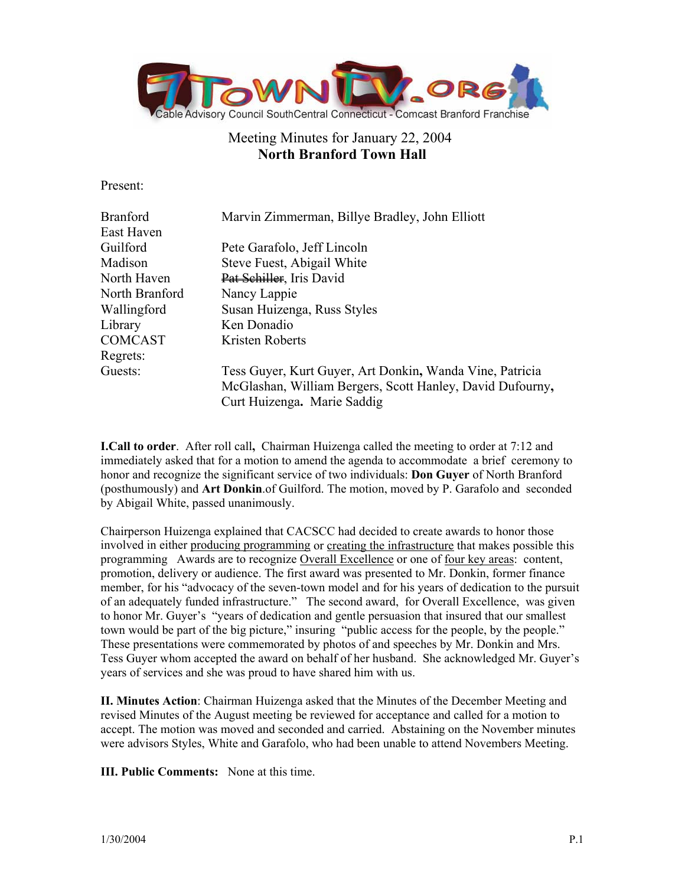7TownTV.org
Cable Advisory Council SouthCentral Connecticut - Comcast Branford Franchise

# Meeting Minutes for January 22, 2004
## North Branford Town Hall

Present:

| | |
|---|---|
| Branford | Marvin Zimmerman, Billye Bradley, John Elliott |
| East Haven | |
| Guilford | Pete Garafolo, Jeff Lincoln |
| Madison | Steve Fuest, Abigail White |
| North Haven | ~~Pat Schiller~~, Iris David |
| North Branford | Nancy Lappie |
| Wallingford | Susan Huizenga, Russ Styles |
| Library | Ken Donadio |
| COMCAST | Kristen Roberts |
| Regrets: | |
| Guests: | Tess Guyer, Kurt Guyer, Art Donkin, Wanda Vine, Patricia McGlashan, William Bergers, Scott Hanley, David Dufourny, Curt Huizenga. Marie Saddig |

**I.Call to order**. After roll call, Chairman Huizenga called the meeting to order at 7:12 and immediately asked that for a motion to amend the agenda to accommodate a brief ceremony to honor and recognize the significant service of two individuals: **Don Guyer** of North Branford (posthumously) and **Art Donkin**.of Guilford. The motion, moved by P. Garafolo and seconded by Abigail White, passed unanimously.

Chairperson Huizenga explained that CACSCC had decided to create awards to honor those involved in either producing programming or creating the infrastructure that makes possible this programming Awards are to recognize Overall Excellence or one of four key areas: content, promotion, delivery or audience. The first award was presented to Mr. Donkin, former finance member, for his "advocacy of the seven-town model and for his years of dedication to the pursuit of an adequately funded infrastructure." The second award, for Overall Excellence, was given to honor Mr. Guyer's "years of dedication and gentle persuasion that insured that our smallest town would be part of the big picture," insuring "public access for the people, by the people." These presentations were commemorated by photos of and speeches by Mr. Donkin and Mrs. Tess Guyer whom accepted the award on behalf of her husband. She acknowledged Mr. Guyer's years of services and she was proud to have shared him with us.

**II. Minutes Action**: Chairman Huizenga asked that the Minutes of the December Meeting and revised Minutes of the August meeting be reviewed for acceptance and called for a motion to accept. The motion was moved and seconded and carried. Abstaining on the November minutes were advisors Styles, White and Garafolo, who had been unable to attend Novembers Meeting.

**III. Public Comments:** None at this time.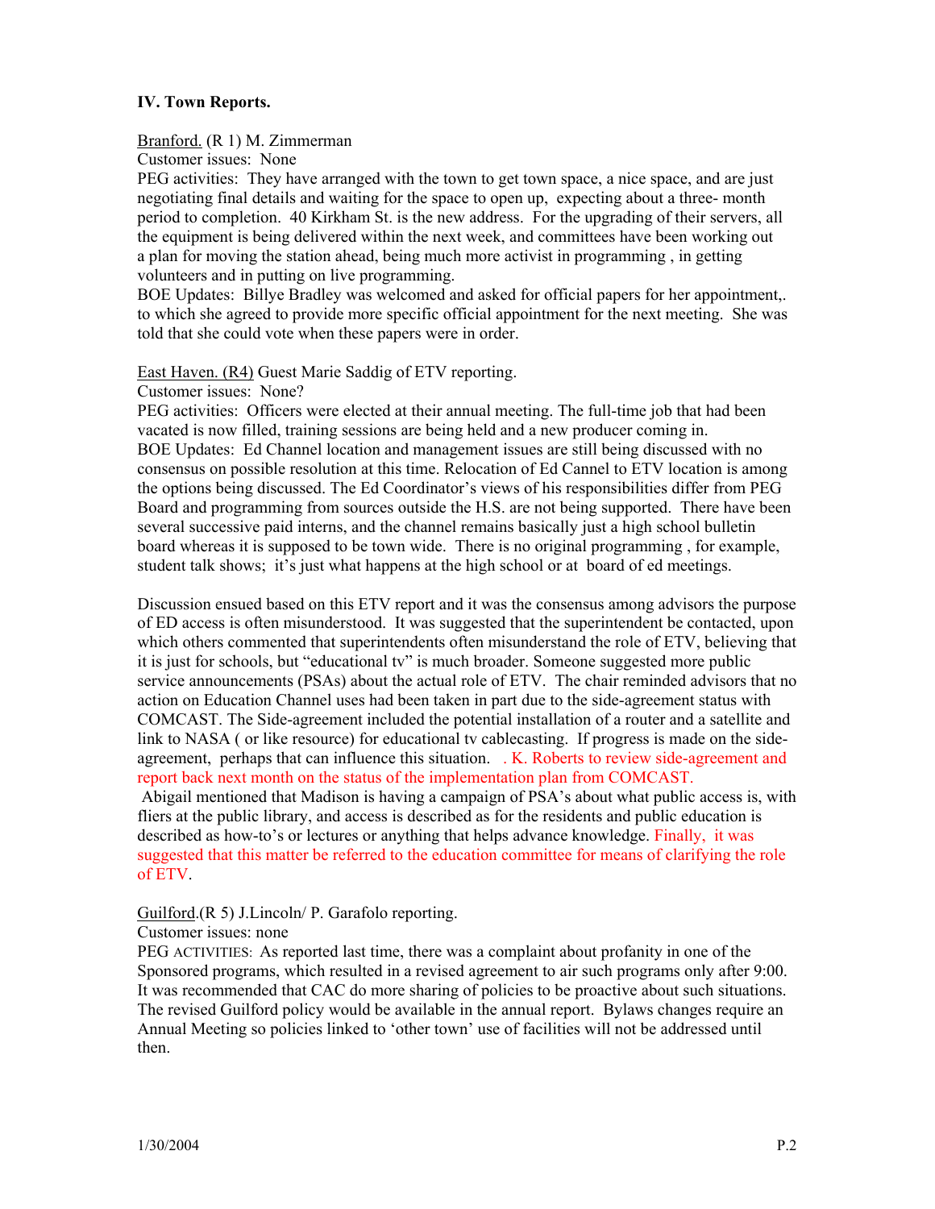**IV. Town Reports.**

Branford. (R 1) M. Zimmerman

Customer issues: None

PEG activities: They have arranged with the town to get town space, a nice space, and are just negotiating final details and waiting for the space to open up, expecting about a three- month period to completion. 40 Kirkham St. is the new address. For the upgrading of their servers, all the equipment is being delivered within the next week, and committees have been working out a plan for moving the station ahead, being much more activist in programming , in getting volunteers and in putting on live programming.

BOE Updates: Billye Bradley was welcomed and asked for official papers for her appointment,. to which she agreed to provide more specific official appointment for the next meeting. She was told that she could vote when these papers were in order.

East Haven. (R4) Guest Marie Saddig of ETV reporting.

Customer issues: None?

PEG activities: Officers were elected at their annual meeting. The full-time job that had been vacated is now filled, training sessions are being held and a new producer coming in.

BOE Updates: Ed Channel location and management issues are still being discussed with no consensus on possible resolution at this time. Relocation of Ed Cannel to ETV location is among the options being discussed. The Ed Coordinator's views of his responsibilities differ from PEG Board and programming from sources outside the H.S. are not being supported. There have been several successive paid interns, and the channel remains basically just a high school bulletin board whereas it is supposed to be town wide. There is no original programming , for example, student talk shows; it's just what happens at the high school or at board of ed meetings.

Discussion ensued based on this ETV report and it was the consensus among advisors the purpose of ED access is often misunderstood. It was suggested that the superintendent be contacted, upon which others commented that superintendents often misunderstand the role of ETV, believing that it is just for schools, but "educational tv" is much broader. Someone suggested more public service announcements (PSAs) about the actual role of ETV. The chair reminded advisors that no action on Education Channel uses had been taken in part due to the side-agreement status with COMCAST. The Side-agreement included the potential installation of a router and a satellite and link to NASA ( or like resource) for educational tv cablecasting. If progress is made on the side-agreement, perhaps that can influence this situation. . K. Roberts to review side-agreement and report back next month on the status of the implementation plan from COMCAST.

Abigail mentioned that Madison is having a campaign of PSA's about what public access is, with fliers at the public library, and access is described as for the residents and public education is described as how-to's or lectures or anything that helps advance knowledge. Finally, it was suggested that this matter be referred to the education committee for means of clarifying the role of ETV.

Guilford.(R 5) J.Lincoln/ P. Garafolo reporting.

Customer issues: none

PEG ACTIVITIES: As reported last time, there was a complaint about profanity in one of the Sponsored programs, which resulted in a revised agreement to air such programs only after 9:00. It was recommended that CAC do more sharing of policies to be proactive about such situations. The revised Guilford policy would be available in the annual report. Bylaws changes require an Annual Meeting so policies linked to 'other town' use of facilities will not be addressed until then.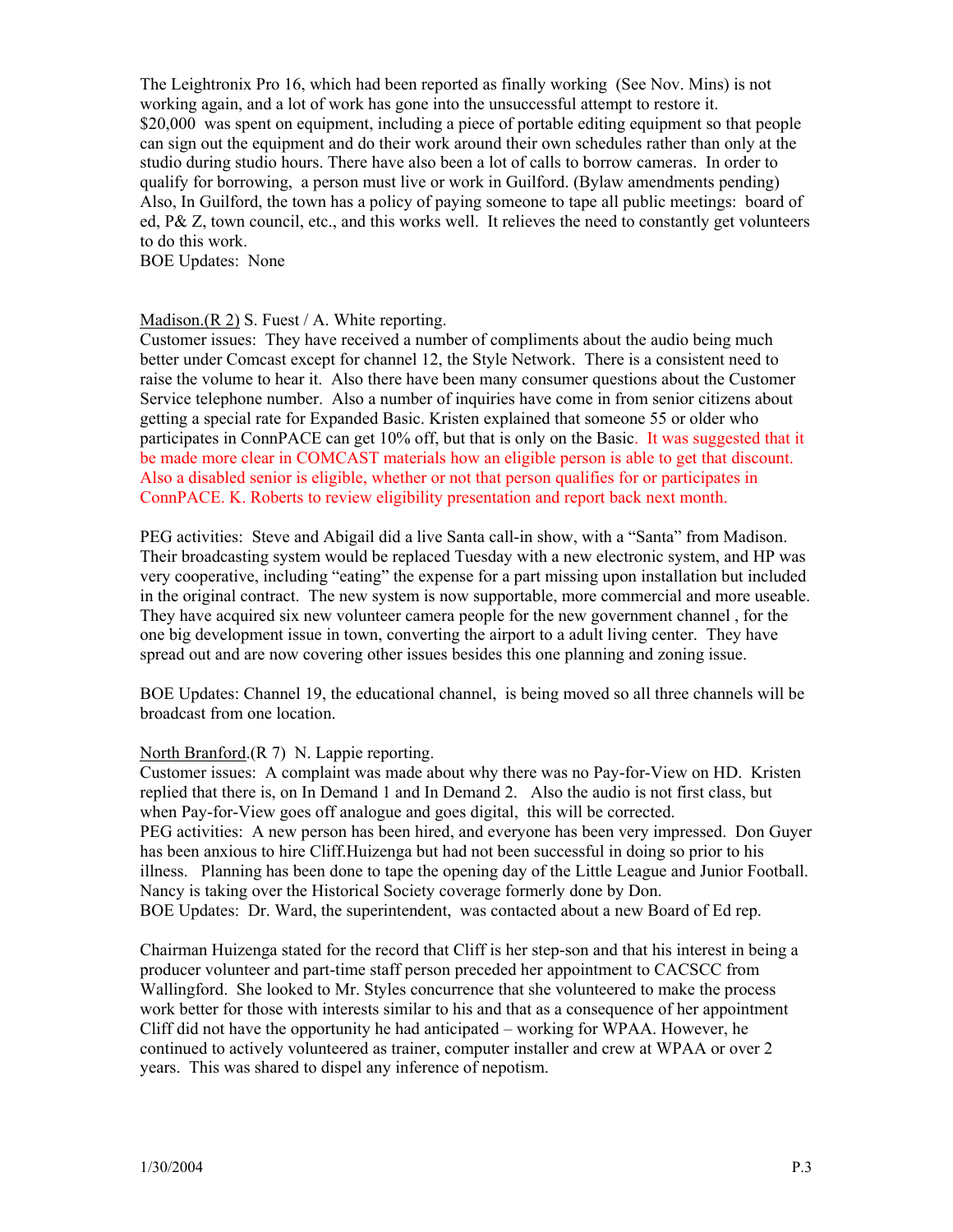The Leightronix Pro 16, which had been reported as finally working (See Nov. Mins) is not working again, and a lot of work has gone into the unsuccessful attempt to restore it. $20,000 was spent on equipment, including a piece of portable editing equipment so that people can sign out the equipment and do their work around their own schedules rather than only at the studio during studio hours. There have also been a lot of calls to borrow cameras. In order to qualify for borrowing, a person must live or work in Guilford. (Bylaw amendments pending) Also, In Guilford, the town has a policy of paying someone to tape all public meetings: board of ed, P& Z, town council, etc., and this works well. It relieves the need to constantly get volunteers to do this work.
BOE Updates: None

Madison.(R 2) S. Fuest / A. White reporting.
Customer issues: They have received a number of compliments about the audio being much better under Comcast except for channel 12, the Style Network. There is a consistent need to raise the volume to hear it. Also there have been many consumer questions about the Customer Service telephone number. Also a number of inquiries have come in from senior citizens about getting a special rate for Expanded Basic. Kristen explained that someone 55 or older who participates in ConnPACE can get 10% off, but that is only on the Basic. It was suggested that it be made more clear in COMCAST materials how an eligible person is able to get that discount. Also a disabled senior is eligible, whether or not that person qualifies for or participates in ConnPACE. K. Roberts to review eligibility presentation and report back next month.

PEG activities: Steve and Abigail did a live Santa call-in show, with a "Santa" from Madison. Their broadcasting system would be replaced Tuesday with a new electronic system, and HP was very cooperative, including "eating" the expense for a part missing upon installation but included in the original contract. The new system is now supportable, more commercial and more useable. They have acquired six new volunteer camera people for the new government channel , for the one big development issue in town, converting the airport to a adult living center. They have spread out and are now covering other issues besides this one planning and zoning issue.

BOE Updates: Channel 19, the educational channel, is being moved so all three channels will be broadcast from one location.

North Branford.(R 7) N. Lappie reporting.
Customer issues: A complaint was made about why there was no Pay-for-View on HD. Kristen replied that there is, on In Demand 1 and In Demand 2. Also the audio is not first class, but when Pay-for-View goes off analogue and goes digital, this will be corrected.
PEG activities: A new person has been hired, and everyone has been very impressed. Don Guyer has been anxious to hire Cliff.Huizenga but had not been successful in doing so prior to his illness. Planning has been done to tape the opening day of the Little League and Junior Football. Nancy is taking over the Historical Society coverage formerly done by Don.
BOE Updates: Dr. Ward, the superintendent, was contacted about a new Board of Ed rep.

Chairman Huizenga stated for the record that Cliff is her step-son and that his interest in being a producer volunteer and part-time staff person preceded her appointment to CACSCC from Wallingford. She looked to Mr. Styles concurrence that she volunteered to make the process work better for those with interests similar to his and that as a consequence of her appointment Cliff did not have the opportunity he had anticipated – working for WPAA. However, he continued to actively volunteered as trainer, computer installer and crew at WPAA or over 2 years. This was shared to dispel any inference of nepotism.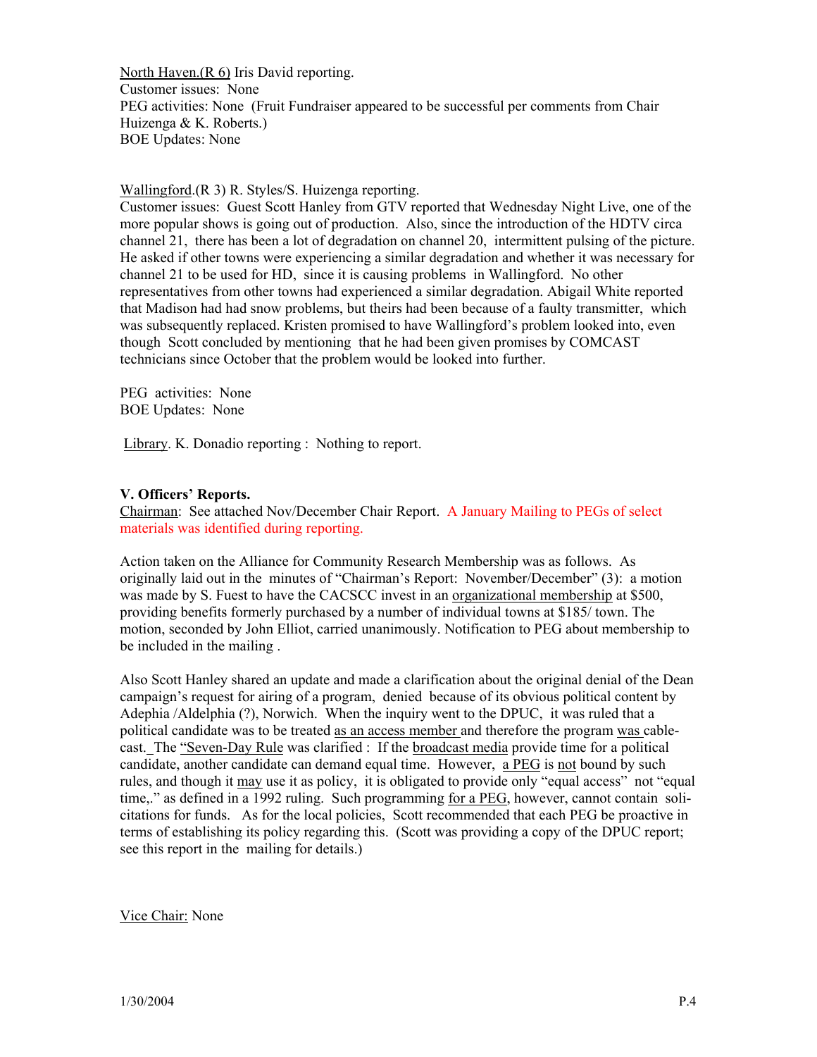North Haven.(R 6) Iris David reporting.
Customer issues: None
PEG activities: None (Fruit Fundraiser appeared to be successful per comments from Chair Huizenga & K. Roberts.)
BOE Updates: None

Wallingford.(R 3) R. Styles/S. Huizenga reporting.
Customer issues: Guest Scott Hanley from GTV reported that Wednesday Night Live, one of the more popular shows is going out of production. Also, since the introduction of the HDTV circa channel 21, there has been a lot of degradation on channel 20, intermittent pulsing of the picture. He asked if other towns were experiencing a similar degradation and whether it was necessary for channel 21 to be used for HD, since it is causing problems in Wallingford. No other representatives from other towns had experienced a similar degradation. Abigail White reported that Madison had had snow problems, but theirs had been because of a faulty transmitter, which was subsequently replaced. Kristen promised to have Wallingford's problem looked into, even though Scott concluded by mentioning that he had been given promises by COMCAST technicians since October that the problem would be looked into further.

PEG activities: None
BOE Updates: None

Library. K. Donadio reporting : Nothing to report.

**V. Officers' Reports.**
Chairman: See attached Nov/December Chair Report. A January Mailing to PEGs of select materials was identified during reporting.

Action taken on the Alliance for Community Research Membership was as follows. As originally laid out in the minutes of "Chairman's Report: November/December" (3): a motion was made by S. Fuest to have the CACSCC invest in an organizational membership at $500, providing benefits formerly purchased by a number of individual towns at $185/ town. The motion, seconded by John Elliot, carried unanimously. Notification to PEG about membership to be included in the mailing .

Also Scott Hanley shared an update and made a clarification about the original denial of the Dean campaign's request for airing of a program, denied because of its obvious political content by Adephia /Aldelphia (?), Norwich. When the inquiry went to the DPUC, it was ruled that a political candidate was to be treated as an access member and therefore the program was cable-cast. The "Seven-Day Rule was clarified : If the broadcast media provide time for a political candidate, another candidate can demand equal time. However, a PEG is not bound by such rules, and though it may use it as policy, it is obligated to provide only "equal access" not "equal time,." as defined in a 1992 ruling. Such programming for a PEG, however, cannot contain solicitations for funds. As for the local policies, Scott recommended that each PEG be proactive in terms of establishing its policy regarding this. (Scott was providing a copy of the DPUC report; see this report in the mailing for details.)

Vice Chair: None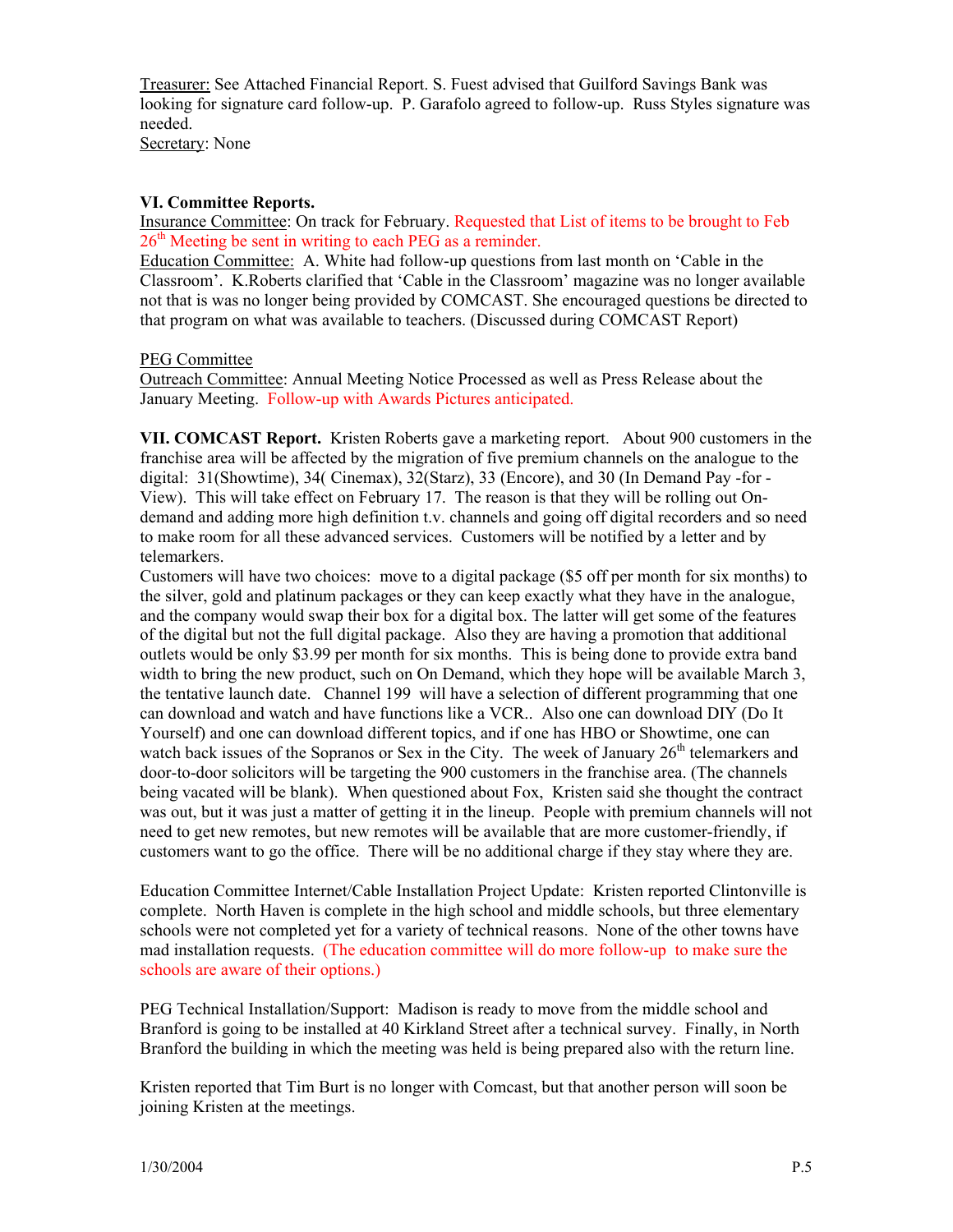Treasurer: See Attached Financial Report. S. Fuest advised that Guilford Savings Bank was looking for signature card follow-up. P. Garafolo agreed to follow-up. Russ Styles signature was needed.
Secretary: None

**VI. Committee Reports.**
Insurance Committee: On track for February. Requested that List of items to be brought to Feb 26th Meeting be sent in writing to each PEG as a reminder.
Education Committee: A. White had follow-up questions from last month on 'Cable in the Classroom'. K.Roberts clarified that 'Cable in the Classroom' magazine was no longer available not that is was no longer being provided by COMCAST. She encouraged questions be directed to that program on what was available to teachers. (Discussed during COMCAST Report)

PEG Committee
Outreach Committee: Annual Meeting Notice Processed as well as Press Release about the January Meeting. Follow-up with Awards Pictures anticipated.

**VII. COMCAST Report.** Kristen Roberts gave a marketing report. About 900 customers in the franchise area will be affected by the migration of five premium channels on the analogue to the digital: 31(Showtime), 34( Cinemax), 32(Starz), 33 (Encore), and 30 (In Demand Pay -for - View). This will take effect on February 17. The reason is that they will be rolling out On-demand and adding more high definition t.v. channels and going off digital recorders and so need to make room for all these advanced services. Customers will be notified by a letter and by telemarkers.
Customers will have two choices: move to a digital package ($5 off per month for six months) to the silver, gold and platinum packages or they can keep exactly what they have in the analogue, and the company would swap their box for a digital box. The latter will get some of the features of the digital but not the full digital package. Also they are having a promotion that additional outlets would be only $3.99 per month for six months. This is being done to provide extra band width to bring the new product, such on On Demand, which they hope will be available March 3, the tentative launch date. Channel 199 will have a selection of different programming that one can download and watch and have functions like a VCR.. Also one can download DIY (Do It Yourself) and one can download different topics, and if one has HBO or Showtime, one can watch back issues of the Sopranos or Sex in the City. The week of January 26th telemarkers and door-to-door solicitors will be targeting the 900 customers in the franchise area. (The channels being vacated will be blank). When questioned about Fox, Kristen said she thought the contract was out, but it was just a matter of getting it in the lineup. People with premium channels will not need to get new remotes, but new remotes will be available that are more customer-friendly, if customers want to go the office. There will be no additional charge if they stay where they are.

Education Committee Internet/Cable Installation Project Update: Kristen reported Clintonville is complete. North Haven is complete in the high school and middle schools, but three elementary schools were not completed yet for a variety of technical reasons. None of the other towns have mad installation requests. (The education committee will do more follow-up to make sure the schools are aware of their options.)

PEG Technical Installation/Support: Madison is ready to move from the middle school and Branford is going to be installed at 40 Kirkland Street after a technical survey. Finally, in North Branford the building in which the meeting was held is being prepared also with the return line.

Kristen reported that Tim Burt is no longer with Comcast, but that another person will soon be joining Kristen at the meetings.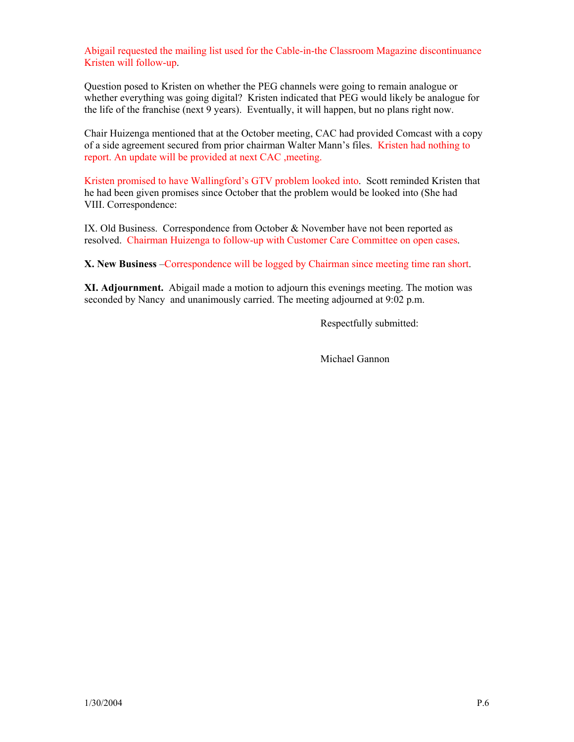Abigail requested the mailing list used for the Cable-in-the Classroom Magazine discontinuance Kristen will follow-up.

Question posed to Kristen on whether the PEG channels were going to remain analogue or whether everything was going digital? Kristen indicated that PEG would likely be analogue for the life of the franchise (next 9 years). Eventually, it will happen, but no plans right now.

Chair Huizenga mentioned that at the October meeting, CAC had provided Comcast with a copy of a side agreement secured from prior chairman Walter Mann's files. Kristen had nothing to report. An update will be provided at next CAC ,meeting.

Kristen promised to have Wallingford's GTV problem looked into. Scott reminded Kristen that he had been given promises since October that the problem would be looked into (She had
VIII. Correspondence:

IX. Old Business. Correspondence from October & November have not been reported as resolved. Chairman Huizenga to follow-up with Customer Care Committee on open cases.

**X. New Business** –Correspondence will be logged by Chairman since meeting time ran short.

**XI. Adjournment.** Abigail made a motion to adjourn this evenings meeting. The motion was seconded by Nancy and unanimously carried. The meeting adjourned at 9:02 p.m.

Respectfully submitted:

Michael Gannon

1/30/2004